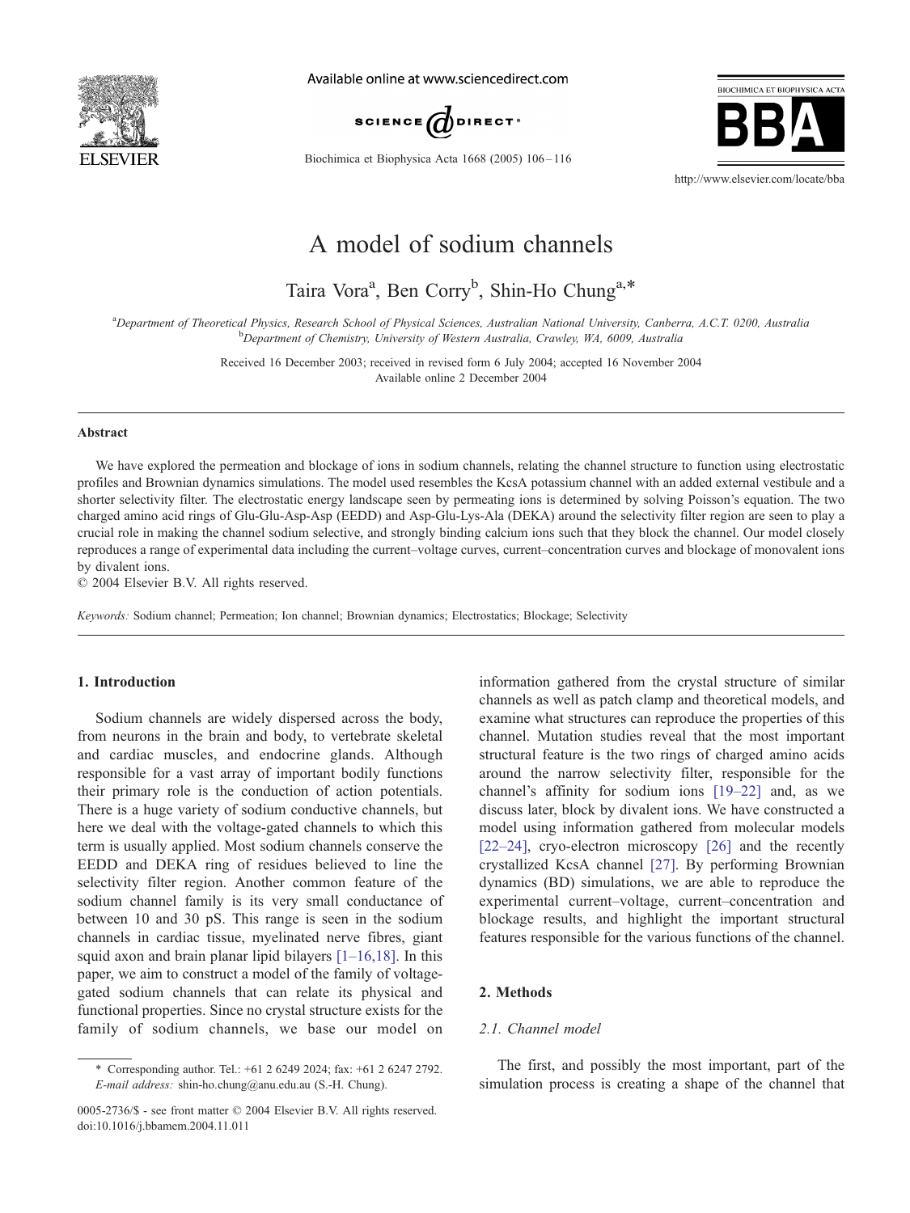# A model of sodium channels

Taira Vora[a], Ben Corry[b], Shin-Ho Chung[a,*]

[a]*Department of Theoretical Physics, Research School of Physical Sciences, Australian National University, Canberra, A.C.T. 0200, Australia*
[b]*Department of Chemistry, University of Western Australia, Crawley, WA, 6009, Australia*

Received 16 December 2003; received in revised form 6 July 2004; accepted 16 November 2004
Available online 2 December 2004

## Abstract

We have explored the permeation and blockage of ions in sodium channels, relating the channel structure to function using electrostatic profiles and Brownian dynamics simulations. The model used resembles the KcsA potassium channel with an added external vestibule and a shorter selectivity filter. The electrostatic energy landscape seen by permeating ions is determined by solving Poisson's equation. The two charged amino acid rings of Glu-Glu-Asp-Asp (EEDD) and Asp-Glu-Lys-Ala (DEKA) around the selectivity filter region are seen to play a crucial role in making the channel sodium selective, and strongly binding calcium ions such that they block the channel. Our model closely reproduces a range of experimental data including the current–voltage curves, current–concentration curves and blockage of monovalent ions by divalent ions.

© 2004 Elsevier B.V. All rights reserved.

*Keywords:* Sodium channel; Permeation; Ion channel; Brownian dynamics; Electrostatics; Blockage; Selectivity

## 1. Introduction

Sodium channels are widely dispersed across the body, from neurons in the brain and body, to vertebrate skeletal and cardiac muscles, and endocrine glands. Although responsible for a vast array of important bodily functions their primary role is the conduction of action potentials. There is a huge variety of sodium conductive channels, but here we deal with the voltage-gated channels to which this term is usually applied. Most sodium channels conserve the EEDD and DEKA ring of residues believed to line the selectivity filter region. Another common feature of the sodium channel family is its very small conductance of between 10 and 30 pS. This range is seen in the sodium channels in cardiac tissue, myelinated nerve fibres, giant squid axon and brain planar lipid bilayers [1–16,18]. In this paper, we aim to construct a model of the family of voltage-gated sodium channels that can relate its physical and functional properties. Since no crystal structure exists for the family of sodium channels, we base our model on information gathered from the crystal structure of similar channels as well as patch clamp and theoretical models, and examine what structures can reproduce the properties of this channel. Mutation studies reveal that the most important structural feature is the two rings of charged amino acids around the narrow selectivity filter, responsible for the channel's affinity for sodium ions [19–22] and, as we discuss later, block by divalent ions. We have constructed a model using information gathered from molecular models [22–24], cryo-electron microscopy [26] and the recently crystallized KcsA channel [27]. By performing Brownian dynamics (BD) simulations, we are able to reproduce the experimental current–voltage, current–concentration and blockage results, and highlight the important structural features responsible for the various functions of the channel.

## 2. Methods

### 2.1. Channel model

The first, and possibly the most important, part of the simulation process is creating a shape of the channel that

* Corresponding author. Tel.: +61 2 6249 2024; fax: +61 2 6247 2792.
*E-mail address:* shin-ho.chung@anu.edu.au (S.-H. Chung).

0005-2736/$ - see front matter © 2004 Elsevier B.V. All rights reserved.
doi:10.1016/j.bbamem.2004.11.011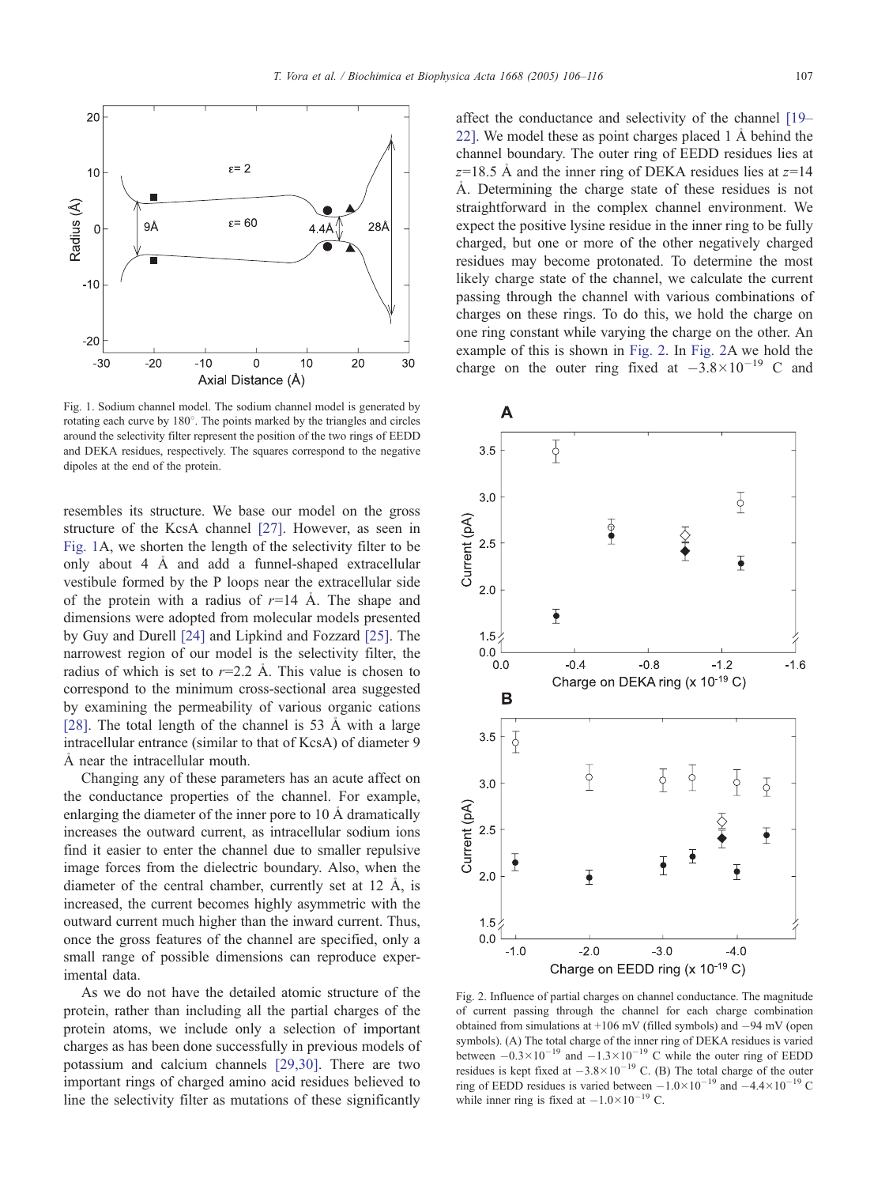Fig. 1. Sodium channel model. The sodium channel model is generated by rotating each curve by 180°. The points marked by the triangles and circles around the selectivity filter represent the position of the two rings of EEDD and DEKA residues, respectively. The squares correspond to the negative dipoles at the end of the protein.

resembles its structure. We base our model on the gross structure of the KcsA channel [27]. However, as seen in Fig. 1A, we shorten the length of the selectivity filter to be only about 4 Å and add a funnel-shaped extracellular vestibule formed by the P loops near the extracellular side of the protein with a radius of $r$=14 Å. The shape and dimensions were adopted from molecular models presented by Guy and Durell [24] and Lipkind and Fozzard [25]. The narrowest region of our model is the selectivity filter, the radius of which is set to $r$=2.2 Å. This value is chosen to correspond to the minimum cross-sectional area suggested by examining the permeability of various organic cations [28]. The total length of the channel is 53 Å with a large intracellular entrance (similar to that of KcsA) of diameter 9 Å near the intracellular mouth.

Changing any of these parameters has an acute affect on the conductance properties of the channel. For example, enlarging the diameter of the inner pore to 10 Å dramatically increases the outward current, as intracellular sodium ions find it easier to enter the channel due to smaller repulsive image forces from the dielectric boundary. Also, when the diameter of the central chamber, currently set at 12 Å, is increased, the current becomes highly asymmetric with the outward current much higher than the inward current. Thus, once the gross features of the channel are specified, only a small range of possible dimensions can reproduce experimental data.

As we do not have the detailed atomic structure of the protein, rather than including all the partial charges of the protein atoms, we include only a selection of important charges as has been done successfully in previous models of potassium and calcium channels [29,30]. There are two important rings of charged amino acid residues believed to line the selectivity filter as mutations of these significantly affect the conductance and selectivity of the channel [19–22]. We model these as point charges placed 1 Å behind the channel boundary. The outer ring of EEDD residues lies at $z$=18.5 Å and the inner ring of DEKA residues lies at $z$=14 Å. Determining the charge state of these residues is not straightforward in the complex channel environment. We expect the positive lysine residue in the inner ring to be fully charged, but one or more of the other negatively charged residues may become protonated. To determine the most likely charge state of the channel, we calculate the current passing through the channel with various combinations of charges on these rings. To do this, we hold the charge on one ring constant while varying the charge on the other. An example of this is shown in Fig. 2. In Fig. 2A we hold the charge on the outer ring fixed at $-3.8\times10^{-19}$ C and

Fig. 2. Influence of partial charges on channel conductance. The magnitude of current passing through the channel for each charge combination obtained from simulations at +106 mV (filled symbols) and −94 mV (open symbols). (A) The total charge of the inner ring of DEKA residues is varied between $-0.3\times10^{-19}$ and $-1.3\times10^{-19}$ C while the outer ring of EEDD residues is kept fixed at $-3.8\times10^{-19}$ C. (B) The total charge of the outer ring of EEDD residues is varied between $-1.0\times10^{-19}$ and $-4.4\times10^{-19}$ C while inner ring is fixed at $-1.0\times10^{-19}$ C.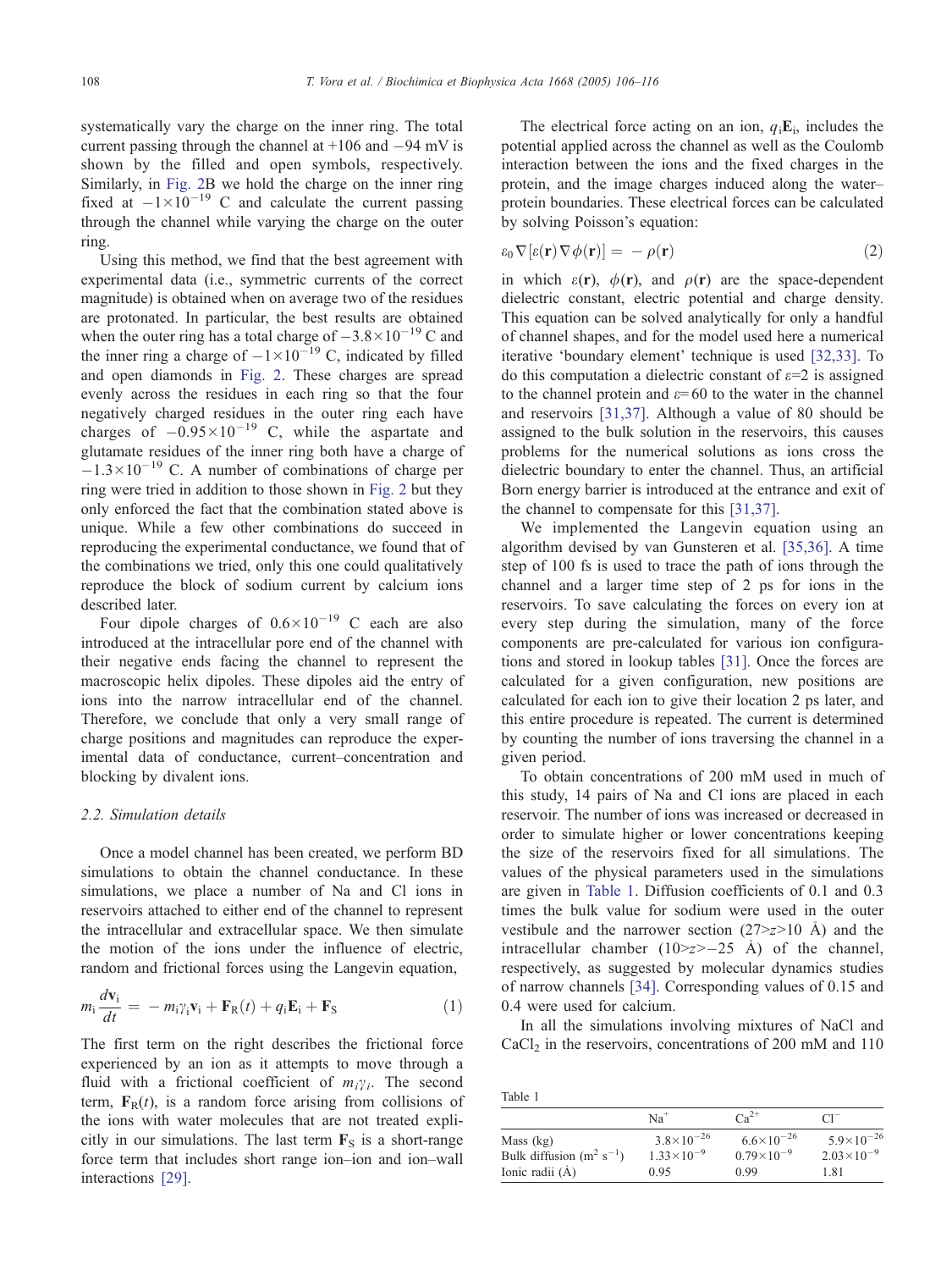systematically vary the charge on the inner ring. The total current passing through the channel at +106 and −94 mV is shown by the filled and open symbols, respectively. Similarly, in Fig. 2B we hold the charge on the inner ring fixed at $-1\times10^{-19}$ C and calculate the current passing through the channel while varying the charge on the outer ring.

Using this method, we find that the best agreement with experimental data (i.e., symmetric currents of the correct magnitude) is obtained when on average two of the residues are protonated. In particular, the best results are obtained when the outer ring has a total charge of $-3.8\times10^{-19}$ C and the inner ring a charge of $-1\times10^{-19}$ C, indicated by filled and open diamonds in Fig. 2. These charges are spread evenly across the residues in each ring so that the four negatively charged residues in the outer ring each have charges of $-0.95\times10^{-19}$ C, while the aspartate and glutamate residues of the inner ring both have a charge of $-1.3\times10^{-19}$ C. A number of combinations of charge per ring were tried in addition to those shown in Fig. 2 but they only enforced the fact that the combination stated above is unique. While a few other combinations do succeed in reproducing the experimental conductance, we found that of the combinations we tried, only this one could qualitatively reproduce the block of sodium current by calcium ions described later.

Four dipole charges of $0.6\times10^{-19}$ C each are also introduced at the intracellular pore end of the channel with their negative ends facing the channel to represent the macroscopic helix dipoles. These dipoles aid the entry of ions into the narrow intracellular end of the channel. Therefore, we conclude that only a very small range of charge positions and magnitudes can reproduce the experimental data of conductance, current–concentration and blocking by divalent ions.

### 2.2. Simulation details

Once a model channel has been created, we perform BD simulations to obtain the channel conductance. In these simulations, we place a number of Na and Cl ions in reservoirs attached to either end of the channel to represent the intracellular and extracellular space. We then simulate the motion of the ions under the influence of electric, random and frictional forces using the Langevin equation,

$$m_i \frac{d\mathbf{v}_i}{dt} = -m_i\gamma_i\mathbf{v}_i + \mathbf{F}_R(t) + q_i\mathbf{E}_i + \mathbf{F}_S \tag{1}$$

The first term on the right describes the frictional force experienced by an ion as it attempts to move through a fluid with a frictional coefficient of $m_i\gamma_i$. The second term, $\mathbf{F}_R(t)$, is a random force arising from collisions of the ions with water molecules that are not treated explicitly in our simulations. The last term $\mathbf{F}_S$ is a short-range force term that includes short range ion–ion and ion–wall interactions [29].

The electrical force acting on an ion, $q_i\mathbf{E}_i$, includes the potential applied across the channel as well as the Coulomb interaction between the ions and the fixed charges in the protein, and the image charges induced along the water–protein boundaries. These electrical forces can be calculated by solving Poisson's equation:

$$\varepsilon_0\nabla[\varepsilon(\mathbf{r})\nabla\phi(\mathbf{r})] = -\rho(\mathbf{r}) \tag{2}$$

in which $\varepsilon(\mathbf{r})$, $\phi(\mathbf{r})$, and $\rho(\mathbf{r})$ are the space-dependent dielectric constant, electric potential and charge density. This equation can be solved analytically for only a handful of channel shapes, and for the model used here a numerical iterative 'boundary element' technique is used [32,33]. To do this computation a dielectric constant of $\varepsilon$=2 is assigned to the channel protein and $\varepsilon$=60 to the water in the channel and reservoirs [31,37]. Although a value of 80 should be assigned to the bulk solution in the reservoirs, this causes problems for the numerical solutions as ions cross the dielectric boundary to enter the channel. Thus, an artificial Born energy barrier is introduced at the entrance and exit of the channel to compensate for this [31,37].

We implemented the Langevin equation using an algorithm devised by van Gunsteren et al. [35,36]. A time step of 100 fs is used to trace the path of ions through the channel and a larger time step of 2 ps for ions in the reservoirs. To save calculating the forces on every ion at every step during the simulation, many of the force components are pre-calculated for various ion configurations and stored in lookup tables [31]. Once the forces are calculated for a given configuration, new positions are calculated for each ion to give their location 2 ps later, and this entire procedure is repeated. The current is determined by counting the number of ions traversing the channel in a given period.

To obtain concentrations of 200 mM used in much of this study, 14 pairs of Na and Cl ions are placed in each reservoir. The number of ions was increased or decreased in order to simulate higher or lower concentrations keeping the size of the reservoirs fixed for all simulations. The values of the physical parameters used in the simulations are given in Table 1. Diffusion coefficients of 0.1 and 0.3 times the bulk value for sodium were used in the outer vestibule and the narrower section ($27>z>10$ Å) and the intracellular chamber ($10>z>-25$ Å) of the channel, respectively, as suggested by molecular dynamics studies of narrow channels [34]. Corresponding values of 0.15 and 0.4 were used for calcium.

In all the simulations involving mixtures of NaCl and $CaCl_2$ in the reservoirs, concentrations of 200 mM and 110

Table 1

| | $Na^+$ | $Ca^{2+}$ | $Cl^-$ |
|---|---|---|---|
| Mass (kg) | $3.8\times10^{-26}$ | $6.6\times10^{-26}$ | $5.9\times10^{-26}$ |
| Bulk diffusion ($m^2\ s^{-1}$) | $1.33\times10^{-9}$ | $0.79\times10^{-9}$ | $2.03\times10^{-9}$ |
| Ionic radii (Å) | 0.95 | 0.99 | 1.81 |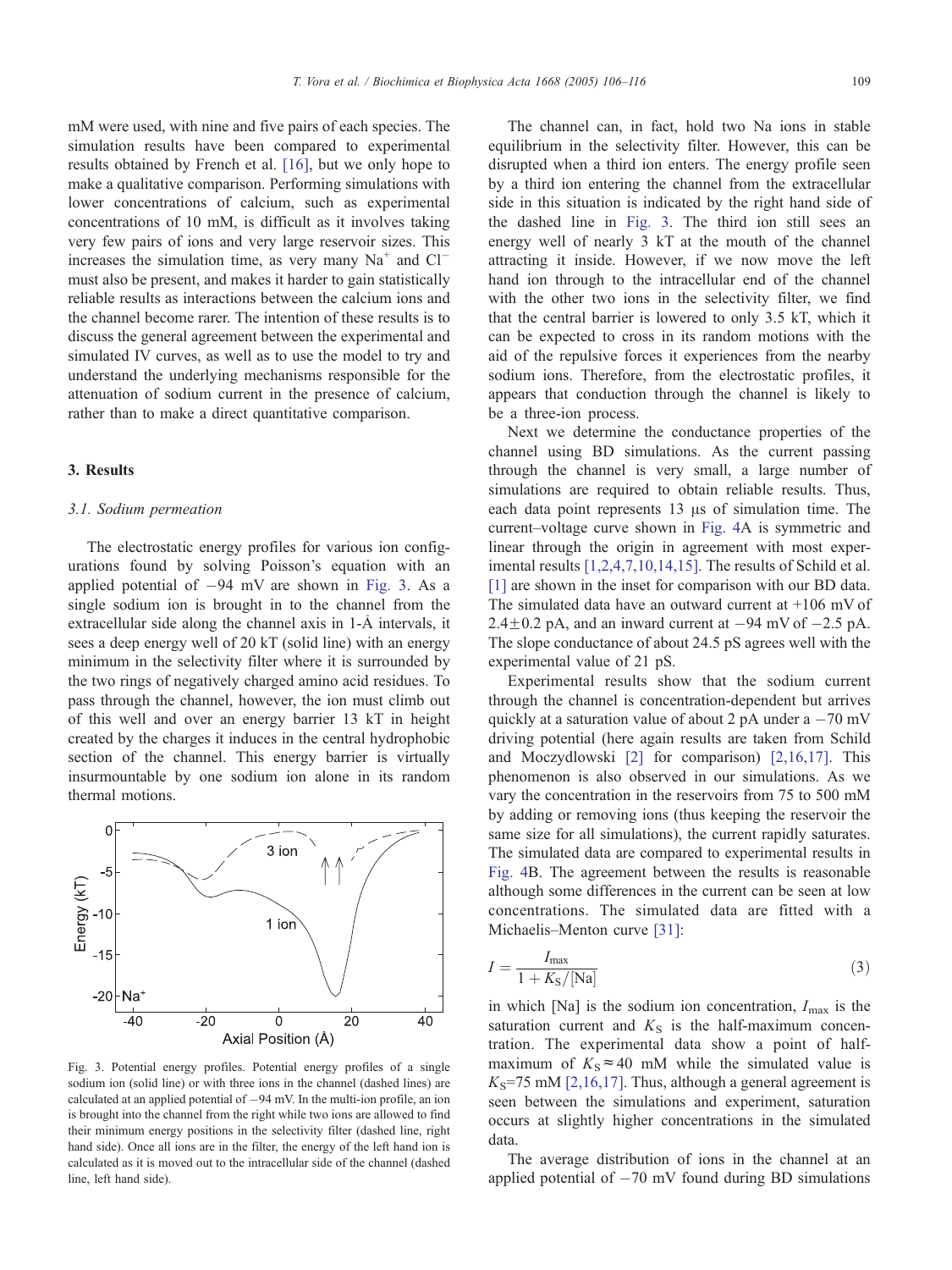mM were used, with nine and five pairs of each species. The simulation results have been compared to experimental results obtained by French et al. [16], but we only hope to make a qualitative comparison. Performing simulations with lower concentrations of calcium, such as experimental concentrations of 10 mM, is difficult as it involves taking very few pairs of ions and very large reservoir sizes. This increases the simulation time, as very many $Na^+$ and $Cl^-$ must also be present, and makes it harder to gain statistically reliable results as interactions between the calcium ions and the channel become rarer. The intention of these results is to discuss the general agreement between the experimental and simulated IV curves, as well as to use the model to try and understand the underlying mechanisms responsible for the attenuation of sodium current in the presence of calcium, rather than to make a direct quantitative comparison.

## 3. Results

### 3.1. Sodium permeation

The electrostatic energy profiles for various ion configurations found by solving Poisson's equation with an applied potential of −94 mV are shown in Fig. 3. As a single sodium ion is brought in to the channel from the extracellular side along the channel axis in 1-Å intervals, it sees a deep energy well of 20 kT (solid line) with an energy minimum in the selectivity filter where it is surrounded by the two rings of negatively charged amino acid residues. To pass through the channel, however, the ion must climb out of this well and over an energy barrier 13 kT in height created by the charges it induces in the central hydrophobic section of the channel. This energy barrier is virtually insurmountable by one sodium ion alone in its random thermal motions.

Fig. 3. Potential energy profiles. Potential energy profiles of a single sodium ion (solid line) or with three ions in the channel (dashed lines) are calculated at an applied potential of −94 mV. In the multi-ion profile, an ion is brought into the channel from the right while two ions are allowed to find their minimum energy positions in the selectivity filter (dashed line, right hand side). Once all ions are in the filter, the energy of the left hand ion is calculated as it is moved out to the intracellular side of the channel (dashed line, left hand side).

The channel can, in fact, hold two Na ions in stable equilibrium in the selectivity filter. However, this can be disrupted when a third ion enters. The energy profile seen by a third ion entering the channel from the extracellular side in this situation is indicated by the right hand side of the dashed line in Fig. 3. The third ion still sees an energy well of nearly 3 kT at the mouth of the channel attracting it inside. However, if we now move the left hand ion through to the intracellular end of the channel with the other two ions in the selectivity filter, we find that the central barrier is lowered to only 3.5 kT, which it can be expected to cross in its random motions with the aid of the repulsive forces it experiences from the nearby sodium ions. Therefore, from the electrostatic profiles, it appears that conduction through the channel is likely to be a three-ion process.

Next we determine the conductance properties of the channel using BD simulations. As the current passing through the channel is very small, a large number of simulations are required to obtain reliable results. Thus, each data point represents 13 μs of simulation time. The current–voltage curve shown in Fig. 4A is symmetric and linear through the origin in agreement with most experimental results [1,2,4,7,10,14,15]. The results of Schild et al. [1] are shown in the inset for comparison with our BD data. The simulated data have an outward current at +106 mV of 2.4±0.2 pA, and an inward current at −94 mV of −2.5 pA. The slope conductance of about 24.5 pS agrees well with the experimental value of 21 pS.

Experimental results show that the sodium current through the channel is concentration-dependent but arrives quickly at a saturation value of about 2 pA under a −70 mV driving potential (here again results are taken from Schild and Moczydlowski [2] for comparison) [2,16,17]. This phenomenon is also observed in our simulations. As we vary the concentration in the reservoirs from 75 to 500 mM by adding or removing ions (thus keeping the reservoir the same size for all simulations), the current rapidly saturates. The simulated data are compared to experimental results in Fig. 4B. The agreement between the results is reasonable although some differences in the current can be seen at low concentrations. The simulated data are fitted with a Michaelis–Menton curve [31]:

$$I = \frac{I_{\max}}{1 + K_S/[\mathrm{Na}]} \tag{3}$$

in which [Na] is the sodium ion concentration, $I_{\max}$ is the saturation current and $K_S$ is the half-maximum concentration. The experimental data show a point of half-maximum of $K_S \approx 40$ mM while the simulated value is $K_S$=75 mM [2,16,17]. Thus, although a general agreement is seen between the simulations and experiment, saturation occurs at slightly higher concentrations in the simulated data.

The average distribution of ions in the channel at an applied potential of −70 mV found during BD simulations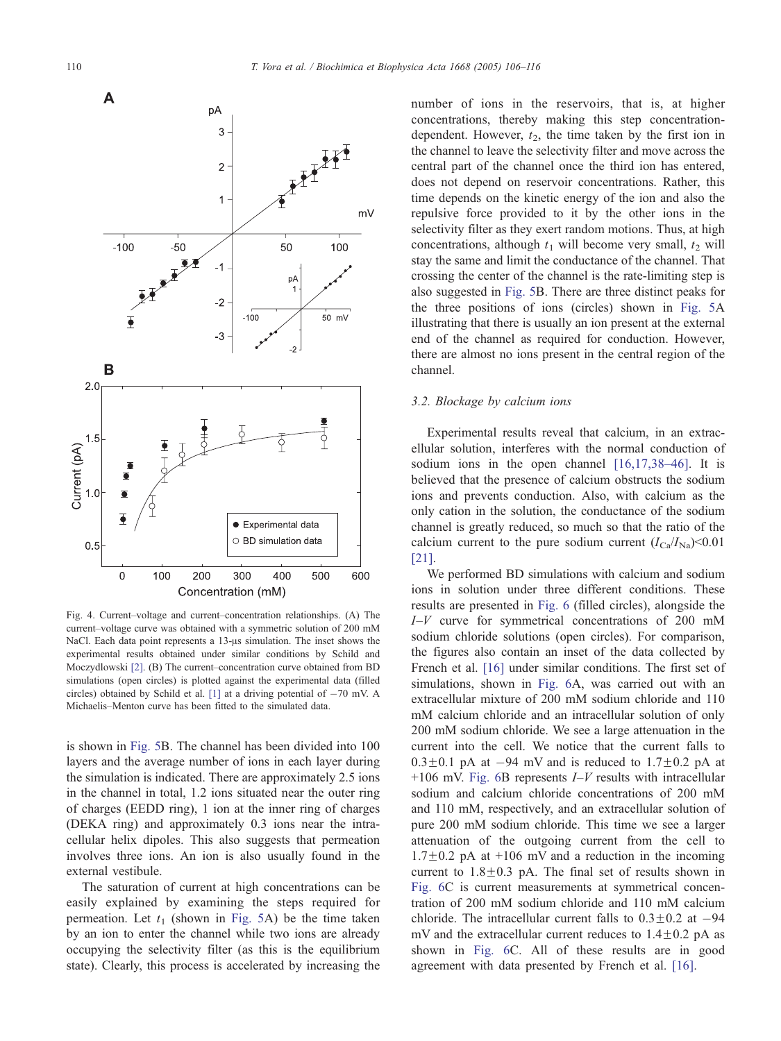Fig. 4. Current–voltage and current–concentration relationships. (A) The current–voltage curve was obtained with a symmetric solution of 200 mM NaCl. Each data point represents a 13-μs simulation. The inset shows the experimental results obtained under similar conditions by Schild and Moczydlowski [2]. (B) The current–concentration curve obtained from BD simulations (open circles) is plotted against the experimental data (filled circles) obtained by Schild et al. [1] at a driving potential of −70 mV. A Michaelis–Menton curve has been fitted to the simulated data.

is shown in Fig. 5B. The channel has been divided into 100 layers and the average number of ions in each layer during the simulation is indicated. There are approximately 2.5 ions in the channel in total, 1.2 ions situated near the outer ring of charges (EEDD ring), 1 ion at the inner ring of charges (DEKA ring) and approximately 0.3 ions near the intracellular helix dipoles. This also suggests that permeation involves three ions. An ion is also usually found in the external vestibule.

The saturation of current at high concentrations can be easily explained by examining the steps required for permeation. Let $t_1$ (shown in Fig. 5A) be the time taken by an ion to enter the channel while two ions are already occupying the selectivity filter (as this is the equilibrium state). Clearly, this process is accelerated by increasing the number of ions in the reservoirs, that is, at higher concentrations, thereby making this step concentration-dependent. However, $t_2$, the time taken by the first ion in the channel to leave the selectivity filter and move across the central part of the channel once the third ion has entered, does not depend on reservoir concentrations. Rather, this time depends on the kinetic energy of the ion and also the repulsive force provided to it by the other ions in the selectivity filter as they exert random motions. Thus, at high concentrations, although $t_1$ will become very small, $t_2$ will stay the same and limit the conductance of the channel. That crossing the center of the channel is the rate-limiting step is also suggested in Fig. 5B. There are three distinct peaks for the three positions of ions (circles) shown in Fig. 5A illustrating that there is usually an ion present at the external end of the channel as required for conduction. However, there are almost no ions present in the central region of the channel.

### 3.2. Blockage by calcium ions

Experimental results reveal that calcium, in an extracellular solution, interferes with the normal conduction of sodium ions in the open channel [16,17,38–46]. It is believed that the presence of calcium obstructs the sodium ions and prevents conduction. Also, with calcium as the only cation in the solution, the conductance of the sodium channel is greatly reduced, so much so that the ratio of the calcium current to the pure sodium current ($I_{Ca}/I_{Na}$)<0.01 [21].

We performed BD simulations with calcium and sodium ions in solution under three different conditions. These results are presented in Fig. 6 (filled circles), alongside the $I$–$V$ curve for symmetrical concentrations of 200 mM sodium chloride solutions (open circles). For comparison, the figures also contain an inset of the data collected by French et al. [16] under similar conditions. The first set of simulations, shown in Fig. 6A, was carried out with an extracellular mixture of 200 mM sodium chloride and 110 mM calcium chloride and an intracellular solution of only 200 mM sodium chloride. We see a large attenuation in the current into the cell. We notice that the current falls to 0.3±0.1 pA at −94 mV and is reduced to 1.7±0.2 pA at +106 mV. Fig. 6B represents $I$–$V$ results with intracellular sodium and calcium chloride concentrations of 200 mM and 110 mM, respectively, and an extracellular solution of pure 200 mM sodium chloride. This time we see a larger attenuation of the outgoing current from the cell to 1.7±0.2 pA at +106 mV and a reduction in the incoming current to 1.8±0.3 pA. The final set of results shown in Fig. 6C is current measurements at symmetrical concentration of 200 mM sodium chloride and 110 mM calcium chloride. The intracellular current falls to 0.3±0.2 at −94 mV and the extracellular current reduces to 1.4±0.2 pA as shown in Fig. 6C. All of these results are in good agreement with data presented by French et al. [16].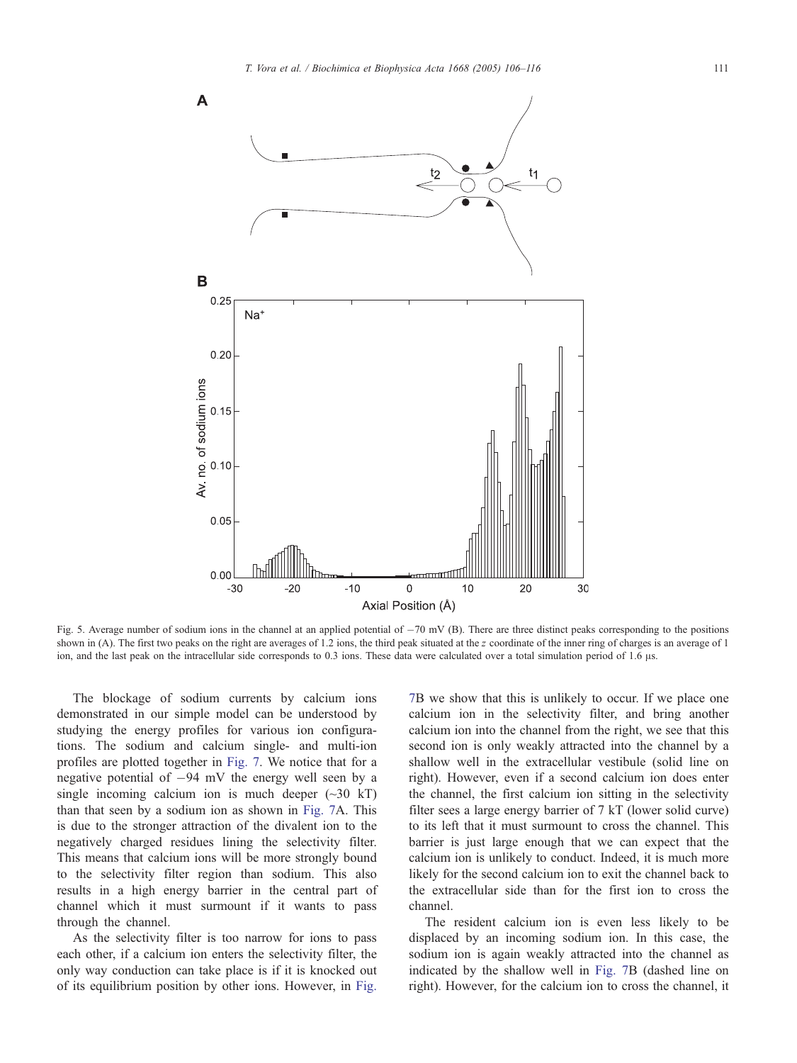Fig. 5. Average number of sodium ions in the channel at an applied potential of −70 mV (B). There are three distinct peaks corresponding to the positions shown in (A). The first two peaks on the right are averages of 1.2 ions, the third peak situated at the $z$ coordinate of the inner ring of charges is an average of 1 ion, and the last peak on the intracellular side corresponds to 0.3 ions. These data were calculated over a total simulation period of 1.6 μs.

The blockage of sodium currents by calcium ions demonstrated in our simple model can be understood by studying the energy profiles for various ion configurations. The sodium and calcium single- and multi-ion profiles are plotted together in Fig. 7. We notice that for a negative potential of −94 mV the energy well seen by a single incoming calcium ion is much deeper (~30 kT) than that seen by a sodium ion as shown in Fig. 7A. This is due to the stronger attraction of the divalent ion to the negatively charged residues lining the selectivity filter. This means that calcium ions will be more strongly bound to the selectivity filter region than sodium. This also results in a high energy barrier in the central part of channel which it must surmount if it wants to pass through the channel.

As the selectivity filter is too narrow for ions to pass each other, if a calcium ion enters the selectivity filter, the only way conduction can take place is if it is knocked out of its equilibrium position by other ions. However, in Fig. 7B we show that this is unlikely to occur. If we place one calcium ion in the selectivity filter, and bring another calcium ion into the channel from the right, we see that this second ion is only weakly attracted into the channel by a shallow well in the extracellular vestibule (solid line on right). However, even if a second calcium ion does enter the channel, the first calcium ion sitting in the selectivity filter sees a large energy barrier of 7 kT (lower solid curve) to its left that it must surmount to cross the channel. This barrier is just large enough that we can expect that the calcium ion is unlikely to conduct. Indeed, it is much more likely for the second calcium ion to exit the channel back to the extracellular side than for the first ion to cross the channel.

The resident calcium ion is even less likely to be displaced by an incoming sodium ion. In this case, the sodium ion is again weakly attracted into the channel as indicated by the shallow well in Fig. 7B (dashed line on right). However, for the calcium ion to cross the channel, it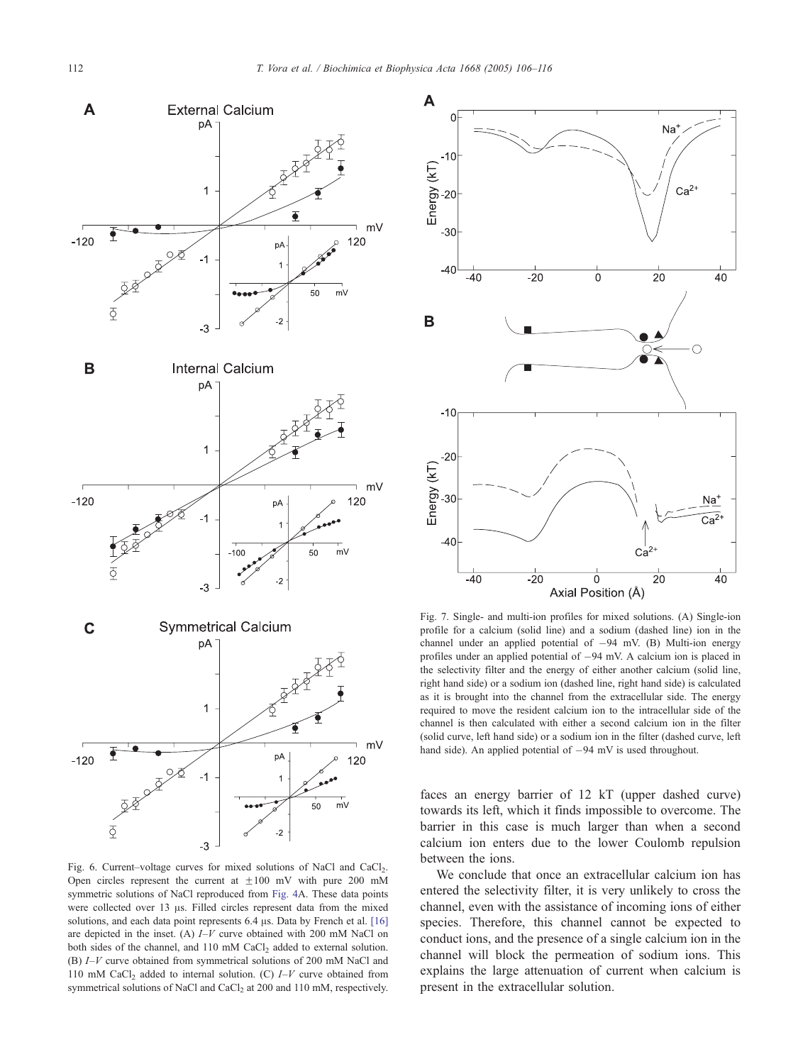Fig. 6. Current–voltage curves for mixed solutions of NaCl and $CaCl_2$. Open circles represent the current at $\pm$100 mV with pure 200 mM symmetric solutions of NaCl reproduced from Fig. 4A. These data points were collected over 13 μs. Filled circles represent data from the mixed solutions, and each data point represents 6.4 μs. Data by French et al. [16] are depicted in the inset. (A) *I–V* curve obtained with 200 mM NaCl on both sides of the channel, and 110 mM $CaCl_2$ added to external solution. (B) *I–V* curve obtained from symmetrical solutions of 200 mM NaCl and 110 mM $CaCl_2$ added to internal solution. (C) *I–V* curve obtained from symmetrical solutions of NaCl and $CaCl_2$ at 200 and 110 mM, respectively.

Fig. 7. Single- and multi-ion profiles for mixed solutions. (A) Single-ion profile for a calcium (solid line) and a sodium (dashed line) ion in the channel under an applied potential of −94 mV. (B) Multi-ion energy profiles under an applied potential of −94 mV. A calcium ion is placed in the selectivity filter and the energy of either another calcium (solid line, right hand side) or a sodium ion (dashed line, right hand side) is calculated as it is brought into the channel from the extracellular side. The energy required to move the resident calcium ion to the intracellular side of the channel is then calculated with either a second calcium ion in the filter (solid curve, left hand side) or a sodium ion in the filter (dashed curve, left hand side). An applied potential of −94 mV is used throughout.

faces an energy barrier of 12 kT (upper dashed curve) towards its left, which it finds impossible to overcome. The barrier in this case is much larger than when a second calcium ion enters due to the lower Coulomb repulsion between the ions.

We conclude that once an extracellular calcium ion has entered the selectivity filter, it is very unlikely to cross the channel, even with the assistance of incoming ions of either species. Therefore, this channel cannot be expected to conduct ions, and the presence of a single calcium ion in the channel will block the permeation of sodium ions. This explains the large attenuation of current when calcium is present in the extracellular solution.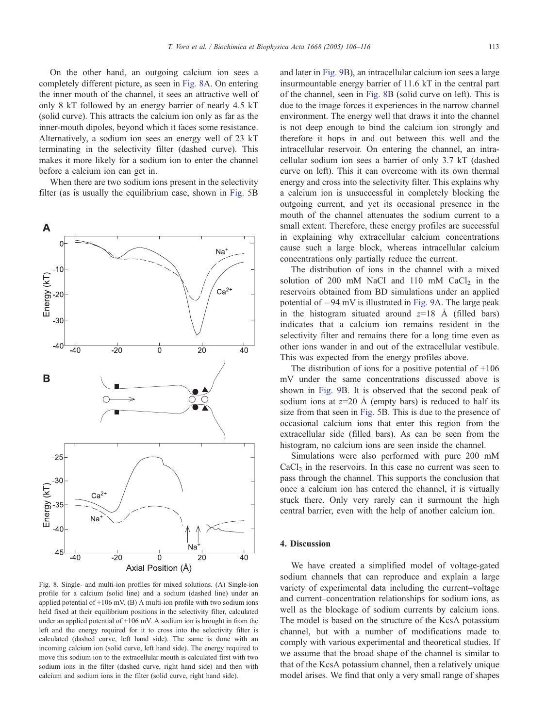On the other hand, an outgoing calcium ion sees a completely different picture, as seen in Fig. 8A. On entering the inner mouth of the channel, it sees an attractive well of only 8 kT followed by an energy barrier of nearly 4.5 kT (solid curve). This attracts the calcium ion only as far as the inner-mouth dipoles, beyond which it faces some resistance. Alternatively, a sodium ion sees an energy well of 23 kT terminating in the selectivity filter (dashed curve). This makes it more likely for a sodium ion to enter the channel before a calcium ion can get in.

When there are two sodium ions present in the selectivity filter (as is usually the equilibrium case, shown in Fig. 5B and later in Fig. 9B), an intracellular calcium ion sees a large insurmountable energy barrier of 11.6 kT in the central part of the channel, seen in Fig. 8B (solid curve on left). This is due to the image forces it experiences in the narrow channel environment. The energy well that draws it into the channel is not deep enough to bind the calcium ion strongly and therefore it hops in and out between this well and the intracellular reservoir. On entering the channel, an intracellular sodium ion sees a barrier of only 3.7 kT (dashed curve on left). This it can overcome with its own thermal energy and cross into the selectivity filter. This explains why a calcium ion is unsuccessful in completely blocking the outgoing current, and yet its occasional presence in the mouth of the channel attenuates the sodium current to a small extent. Therefore, these energy profiles are successful in explaining why extracellular calcium concentrations cause such a large block, whereas intracellular calcium concentrations only partially reduce the current.

Fig. 8. Single- and multi-ion profiles for mixed solutions. (A) Single-ion profile for a calcium (solid line) and a sodium (dashed line) under an applied potential of +106 mV. (B) A multi-ion profile with two sodium ions held fixed at their equilibrium positions in the selectivity filter, calculated under an applied potential of +106 mV. A sodium ion is brought in from the left and the energy required for it to cross into the selectivity filter is calculated (dashed curve, left hand side). The same is done with an incoming calcium ion (solid curve, left hand side). The energy required to move this sodium ion to the extracellular mouth is calculated first with two sodium ions in the filter (dashed curve, right hand side) and then with calcium and sodium ions in the filter (solid curve, right hand side).

The distribution of ions in the channel with a mixed solution of 200 mM NaCl and 110 mM $CaCl_2$ in the reservoirs obtained from BD simulations under an applied potential of −94 mV is illustrated in Fig. 9A. The large peak in the histogram situated around $z$=18 Å (filled bars) indicates that a calcium ion remains resident in the selectivity filter and remains there for a long time even as other ions wander in and out of the extracellular vestibule. This was expected from the energy profiles above.

The distribution of ions for a positive potential of +106 mV under the same concentrations discussed above is shown in Fig. 9B. It is observed that the second peak of sodium ions at $z$=20 Å (empty bars) is reduced to half its size from that seen in Fig. 5B. This is due to the presence of occasional calcium ions that enter this region from the extracellular side (filled bars). As can be seen from the histogram, no calcium ions are seen inside the channel.

Simulations were also performed with pure 200 mM $CaCl_2$ in the reservoirs. In this case no current was seen to pass through the channel. This supports the conclusion that once a calcium ion has entered the channel, it is virtually stuck there. Only very rarely can it surmount the high central barrier, even with the help of another calcium ion.

## 4. Discussion

We have created a simplified model of voltage-gated sodium channels that can reproduce and explain a large variety of experimental data including the current–voltage and current–concentration relationships for sodium ions, as well as the blockage of sodium currents by calcium ions. The model is based on the structure of the KcsA potassium channel, but with a number of modifications made to comply with various experimental and theoretical studies. If we assume that the broad shape of the channel is similar to that of the KcsA potassium channel, then a relatively unique model arises. We find that only a very small range of shapes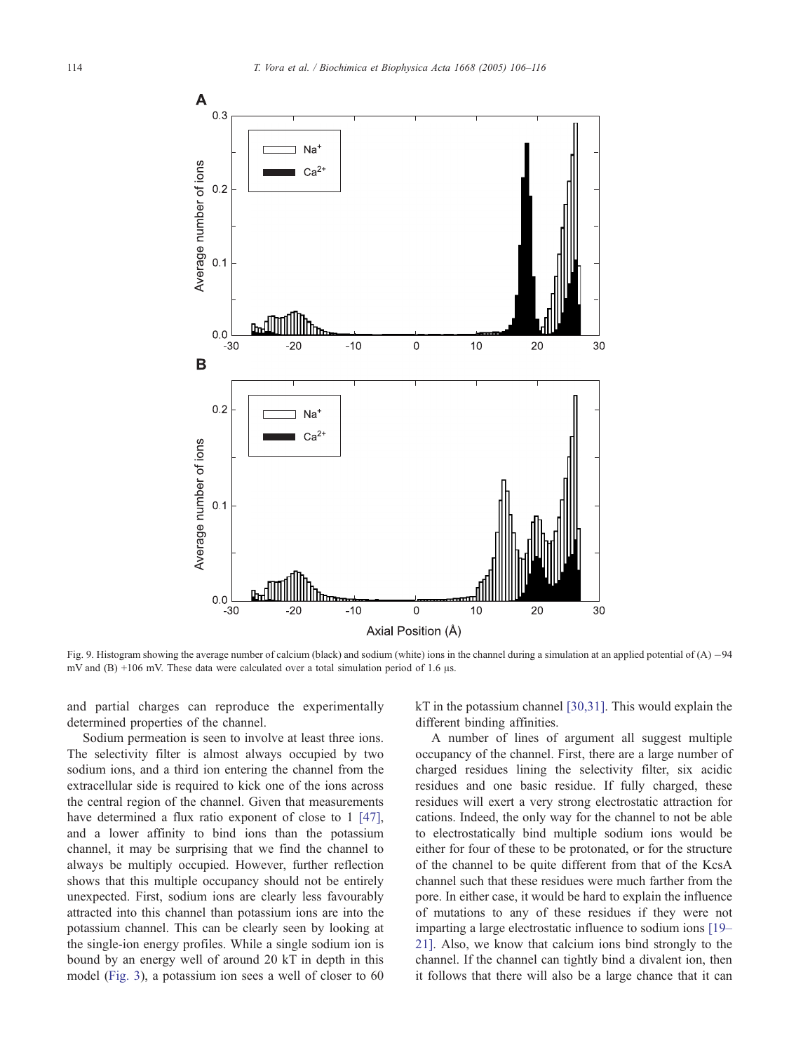A

0.3

0.2

0.1

0.0

Average number of ions

$Na^+$

$Ca^{2+}$

-30 -20 -10 0 10 20 30

B

0.2

0.1

0.0

Average number of ions

$Na^+$

$Ca^{2+}$

-30 -20 -10 0 10 20 30

Axial Position (Å)

Fig. 9. Histogram showing the average number of calcium (black) and sodium (white) ions in the channel during a simulation at an applied potential of (A) −94 mV and (B) +106 mV. These data were calculated over a total simulation period of 1.6 μs.

and partial charges can reproduce the experimentally determined properties of the channel.

Sodium permeation is seen to involve at least three ions. The selectivity filter is almost always occupied by two sodium ions, and a third ion entering the channel from the extracellular side is required to kick one of the ions across the central region of the channel. Given that measurements have determined a flux ratio exponent of close to 1 [47], and a lower affinity to bind ions than the potassium channel, it may be surprising that we find the channel to always be multiply occupied. However, further reflection shows that this multiple occupancy should not be entirely unexpected. First, sodium ions are clearly less favourably attracted into this channel than potassium ions are into the potassium channel. This can be clearly seen by looking at the single-ion energy profiles. While a single sodium ion is bound by an energy well of around 20 kT in depth in this model (Fig. 3), a potassium ion sees a well of closer to 60 kT in the potassium channel [30,31]. This would explain the different binding affinities.

A number of lines of argument all suggest multiple occupancy of the channel. First, there are a large number of charged residues lining the selectivity filter, six acidic residues and one basic residue. If fully charged, these residues will exert a very strong electrostatic attraction for cations. Indeed, the only way for the channel to not be able to electrostatically bind multiple sodium ions would be either for four of these to be protonated, or for the structure of the channel to be quite different from that of the KcsA channel such that these residues were much farther from the pore. In either case, it would be hard to explain the influence of mutations to any of these residues if they were not imparting a large electrostatic influence to sodium ions [19–21]. Also, we know that calcium ions bind strongly to the channel. If the channel can tightly bind a divalent ion, then it follows that there will also be a large chance that it can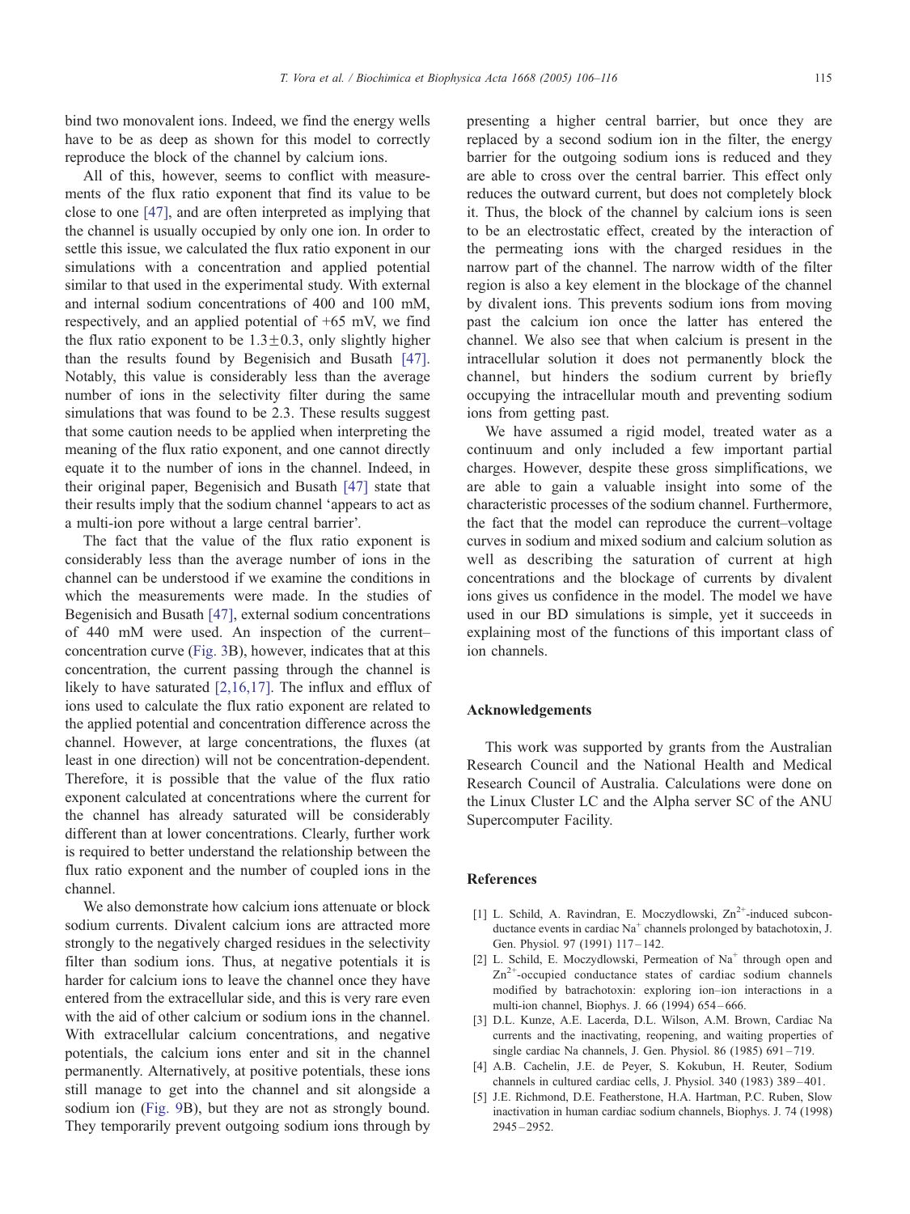bind two monovalent ions. Indeed, we find the energy wells have to be as deep as shown for this model to correctly reproduce the block of the channel by calcium ions.

All of this, however, seems to conflict with measurements of the flux ratio exponent that find its value to be close to one [47], and are often interpreted as implying that the channel is usually occupied by only one ion. In order to settle this issue, we calculated the flux ratio exponent in our simulations with a concentration and applied potential similar to that used in the experimental study. With external and internal sodium concentrations of 400 and 100 mM, respectively, and an applied potential of +65 mV, we find the flux ratio exponent to be $1.3 \pm 0.3$, only slightly higher than the results found by Begenisich and Busath [47]. Notably, this value is considerably less than the average number of ions in the selectivity filter during the same simulations that was found to be 2.3. These results suggest that some caution needs to be applied when interpreting the meaning of the flux ratio exponent, and one cannot directly equate it to the number of ions in the channel. Indeed, in their original paper, Begenisich and Busath [47] state that their results imply that the sodium channel 'appears to act as a multi-ion pore without a large central barrier'.

The fact that the value of the flux ratio exponent is considerably less than the average number of ions in the channel can be understood if we examine the conditions in which the measurements were made. In the studies of Begenisich and Busath [47], external sodium concentrations of 440 mM were used. An inspection of the current–concentration curve (Fig. 3B), however, indicates that at this concentration, the current passing through the channel is likely to have saturated [2,16,17]. The influx and efflux of ions used to calculate the flux ratio exponent are related to the applied potential and concentration difference across the channel. However, at large concentrations, the fluxes (at least in one direction) will not be concentration-dependent. Therefore, it is possible that the value of the flux ratio exponent calculated at concentrations where the current for the channel has already saturated will be considerably different than at lower concentrations. Clearly, further work is required to better understand the relationship between the flux ratio exponent and the number of coupled ions in the channel.

We also demonstrate how calcium ions attenuate or block sodium currents. Divalent calcium ions are attracted more strongly to the negatively charged residues in the selectivity filter than sodium ions. Thus, at negative potentials it is harder for calcium ions to leave the channel once they have entered from the extracellular side, and this is very rare even with the aid of other calcium or sodium ions in the channel. With extracellular calcium concentrations, and negative potentials, the calcium ions enter and sit in the channel permanently. Alternatively, at positive potentials, these ions still manage to get into the channel and sit alongside a sodium ion (Fig. 9B), but they are not as strongly bound. They temporarily prevent outgoing sodium ions through by presenting a higher central barrier, but once they are replaced by a second sodium ion in the filter, the energy barrier for the outgoing sodium ions is reduced and they are able to cross over the central barrier. This effect only reduces the outward current, but does not completely block it. Thus, the block of the channel by calcium ions is seen to be an electrostatic effect, created by the interaction of the permeating ions with the charged residues in the narrow part of the channel. The narrow width of the filter region is also a key element in the blockage of the channel by divalent ions. This prevents sodium ions from moving past the calcium ion once the latter has entered the channel. We also see that when calcium is present in the intracellular solution it does not permanently block the channel, but hinders the sodium current by briefly occupying the intracellular mouth and preventing sodium ions from getting past.

We have assumed a rigid model, treated water as a continuum and only included a few important partial charges. However, despite these gross simplifications, we are able to gain a valuable insight into some of the characteristic processes of the sodium channel. Furthermore, the fact that the model can reproduce the current–voltage curves in sodium and mixed sodium and calcium solution as well as describing the saturation of current at high concentrations and the blockage of currents by divalent ions gives us confidence in the model. The model we have used in our BD simulations is simple, yet it succeeds in explaining most of the functions of this important class of ion channels.

## Acknowledgements

This work was supported by grants from the Australian Research Council and the National Health and Medical Research Council of Australia. Calculations were done on the Linux Cluster LC and the Alpha server SC of the ANU Supercomputer Facility.

## References

[1] L. Schild, A. Ravindran, E. Moczydlowski, $Zn^{2+}$-induced subconductance events in cardiac $Na^{+}$ channels prolonged by batachotoxin, J. Gen. Physiol. 97 (1991) 117–142.

[2] L. Schild, E. Moczydlowski, Permeation of $Na^{+}$ through open and $Zn^{2+}$-occupied conductance states of cardiac sodium channels modified by batrachotoxin: exploring ion–ion interactions in a multi-ion channel, Biophys. J. 66 (1994) 654–666.

[3] D.L. Kunze, A.E. Lacerda, D.L. Wilson, A.M. Brown, Cardiac Na currents and the inactivating, reopening, and waiting properties of single cardiac Na channels, J. Gen. Physiol. 86 (1985) 691–719.

[4] A.B. Cachelin, J.E. de Peyer, S. Kokubun, H. Reuter, Sodium channels in cultured cardiac cells, J. Physiol. 340 (1983) 389–401.

[5] J.E. Richmond, D.E. Featherstone, H.A. Hartman, P.C. Ruben, Slow inactivation in human cardiac sodium channels, Biophys. J. 74 (1998) 2945–2952.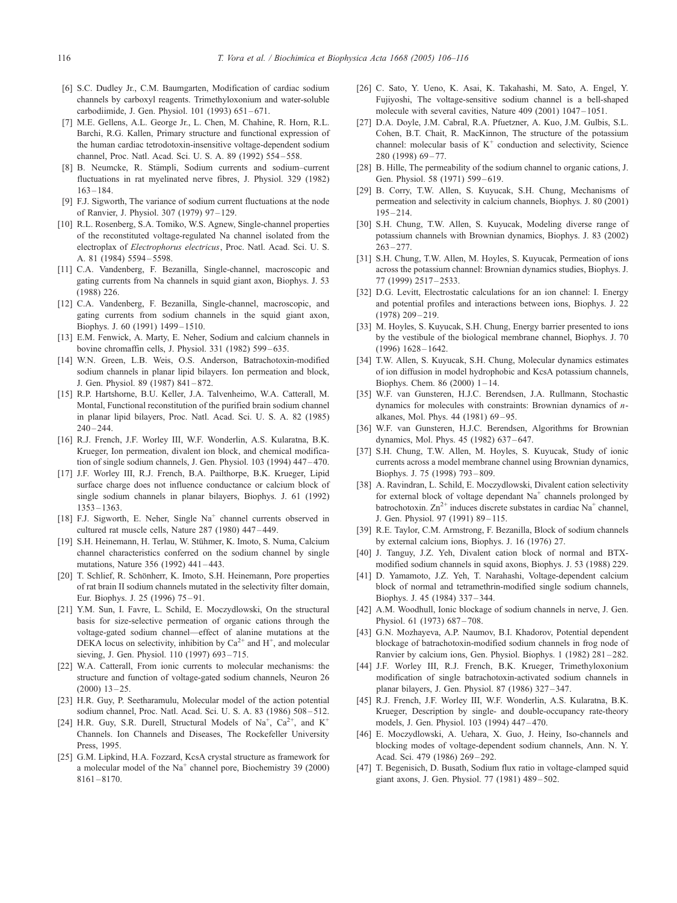[6] S.C. Dudley Jr., C.M. Baumgarten, Modification of cardiac sodium channels by carboxyl reagents. Trimethyloxonium and water-soluble carbodiimide, J. Gen. Physiol. 101 (1993) 651–671.

[7] M.E. Gellens, A.L. George Jr., L. Chen, M. Chahine, R. Horn, R.L. Barchi, R.G. Kallen, Primary structure and functional expression of the human cardiac tetrodotoxin-insensitive voltage-dependent sodium channel, Proc. Natl. Acad. Sci. U. S. A. 89 (1992) 554–558.

[8] B. Neumcke, R. Stämpli, Sodium currents and sodium–current fluctuations in rat myelinated nerve fibres, J. Physiol. 329 (1982) 163–184.

[9] F.J. Sigworth, The variance of sodium current fluctuations at the node of Ranvier, J. Physiol. 307 (1979) 97–129.

[10] R.L. Rosenberg, S.A. Tomiko, W.S. Agnew, Single-channel properties of the reconstituted voltage-regulated Na channel isolated from the electroplax of *Electrophorus electricus*, Proc. Natl. Acad. Sci. U. S. A. 81 (1984) 5594–5598.

[11] C.A. Vandenberg, F. Bezanilla, Single-channel, macroscopic and gating currents from Na channels in squid giant axon, Biophys. J. 53 (1988) 226.

[12] C.A. Vandenberg, F. Bezanilla, Single-channel, macroscopic, and gating currents from sodium channels in the squid giant axon, Biophys. J. 60 (1991) 1499–1510.

[13] E.M. Fenwick, A. Marty, E. Neher, Sodium and calcium channels in bovine chromaffin cells, J. Physiol. 331 (1982) 599–635.

[14] W.N. Green, L.B. Weis, O.S. Anderson, Batrachotoxin-modified sodium channels in planar lipid bilayers. Ion permeation and block, J. Gen. Physiol. 89 (1987) 841–872.

[15] R.P. Hartshorne, B.U. Keller, J.A. Talvenheimo, W.A. Catterall, M. Montal, Functional reconstitution of the purified brain sodium channel in planar lipid bilayers, Proc. Natl. Acad. Sci. U. S. A. 82 (1985) 240–244.

[16] R.J. French, J.F. Worley III, W.F. Wonderlin, A.S. Kularatna, B.K. Krueger, Ion permeation, divalent ion block, and chemical modification of single sodium channels, J. Gen. Physiol. 103 (1994) 447–470.

[17] J.F. Worley III, R.J. French, B.A. Pailthorpe, B.K. Krueger, Lipid surface charge does not influence conductance or calcium block of single sodium channels in planar bilayers, Biophys. J. 61 (1992) 1353–1363.

[18] F.J. Sigworth, E. Neher, Single $Na^+$ channel currents observed in cultured rat muscle cells, Nature 287 (1980) 447–449.

[19] S.H. Heinemann, H. Terlau, W. Stühmer, K. Imoto, S. Numa, Calcium channel characteristics conferred on the sodium channel by single mutations, Nature 356 (1992) 441–443.

[20] T. Schlief, R. Schönherr, K. Imoto, S.H. Heinemann, Pore properties of rat brain II sodium channels mutated in the selectivity filter domain, Eur. Biophys. J. 25 (1996) 75–91.

[21] Y.M. Sun, I. Favre, L. Schild, E. Moczydlowski, On the structural basis for size-selective permeation of organic cations through the voltage-gated sodium channel—effect of alanine mutations at the DEKA locus on selectivity, inhibition by $Ca^{2+}$ and $H^+$, and molecular sieving, J. Gen. Physiol. 110 (1997) 693–715.

[22] W.A. Catterall, From ionic currents to molecular mechanisms: the structure and function of voltage-gated sodium channels, Neuron 26 (2000) 13–25.

[23] H.R. Guy, P. Seetharamulu, Molecular model of the action potential sodium channel, Proc. Natl. Acad. Sci. U. S. A. 83 (1986) 508–512.

[24] H.R. Guy, S.R. Durell, Structural Models of $Na^+$, $Ca^{2+}$, and $K^+$ Channels. Ion Channels and Diseases, The Rockefeller University Press, 1995.

[25] G.M. Lipkind, H.A. Fozzard, KcsA crystal structure as framework for a molecular model of the $Na^+$ channel pore, Biochemistry 39 (2000) 8161–8170.

[26] C. Sato, Y. Ueno, K. Asai, K. Takahashi, M. Sato, A. Engel, Y. Fujiyoshi, The voltage-sensitive sodium channel is a bell-shaped molecule with several cavities, Nature 409 (2001) 1047–1051.

[27] D.A. Doyle, J.M. Cabral, R.A. Pfuetzner, A. Kuo, J.M. Gulbis, S.L. Cohen, B.T. Chait, R. MacKinnon, The structure of the potassium channel: molecular basis of $K^+$ conduction and selectivity, Science 280 (1998) 69–77.

[28] B. Hille, The permeability of the sodium channel to organic cations, J. Gen. Physiol. 58 (1971) 599–619.

[29] B. Corry, T.W. Allen, S. Kuyucak, S.H. Chung, Mechanisms of permeation and selectivity in calcium channels, Biophys. J. 80 (2001) 195–214.

[30] S.H. Chung, T.W. Allen, S. Kuyucak, Modeling diverse range of potassium channels with Brownian dynamics, Biophys. J. 83 (2002) 263–277.

[31] S.H. Chung, T.W. Allen, M. Hoyles, S. Kuyucak, Permeation of ions across the potassium channel: Brownian dynamics studies, Biophys. J. 77 (1999) 2517–2533.

[32] D.G. Levitt, Electrostatic calculations for an ion channel: I. Energy and potential profiles and interactions between ions, Biophys. J. 22 (1978) 209–219.

[33] M. Hoyles, S. Kuyucak, S.H. Chung, Energy barrier presented to ions by the vestibule of the biological membrane channel, Biophys. J. 70 (1996) 1628–1642.

[34] T.W. Allen, S. Kuyucak, S.H. Chung, Molecular dynamics estimates of ion diffusion in model hydrophobic and KcsA potassium channels, Biophys. Chem. 86 (2000) 1–14.

[35] W.F. van Gunsteren, H.J.C. Berendsen, J.A. Rullmann, Stochastic dynamics for molecules with constraints: Brownian dynamics of *n*-alkanes, Mol. Phys. 44 (1981) 69–95.

[36] W.F. van Gunsteren, H.J.C. Berendsen, Algorithms for Brownian dynamics, Mol. Phys. 45 (1982) 637–647.

[37] S.H. Chung, T.W. Allen, M. Hoyles, S. Kuyucak, Study of ionic currents across a model membrane channel using Brownian dynamics, Biophys. J. 75 (1998) 793–809.

[38] A. Ravindran, L. Schild, E. Moczydlowski, Divalent cation selectivity for external block of voltage dependant $Na^+$ channels prolonged by batrachotoxin. $Zn^{2+}$ induces discrete substates in cardiac $Na^+$ channel, J. Gen. Physiol. 97 (1991) 89–115.

[39] R.E. Taylor, C.M. Armstrong, F. Bezanilla, Block of sodium channels by external calcium ions, Biophys. J. 16 (1976) 27.

[40] J. Tanguy, J.Z. Yeh, Divalent cation block of normal and BTX-modified sodium channels in squid axons, Biophys. J. 53 (1988) 229.

[41] D. Yamamoto, J.Z. Yeh, T. Narahashi, Voltage-dependent calcium block of normal and tetramethrin-modified single sodium channels, Biophys. J. 45 (1984) 337–344.

[42] A.M. Woodhull, Ionic blockage of sodium channels in nerve, J. Gen. Physiol. 61 (1973) 687–708.

[43] G.N. Mozhayeva, A.P. Naumov, B.I. Khadorov, Potential dependent blockage of batrachotoxin-modified sodium channels in frog node of Ranvier by calcium ions, Gen. Physiol. Biophys. 1 (1982) 281–282.

[44] J.F. Worley III, R.J. French, B.K. Krueger, Trimethyloxonium modification of single batrachotoxin-activated sodium channels in planar bilayers, J. Gen. Physiol. 87 (1986) 327–347.

[45] R.J. French, J.F. Worley III, W.F. Wonderlin, A.S. Kularatna, B.K. Krueger, Description by single- and double-occupancy rate-theory models, J. Gen. Physiol. 103 (1994) 447–470.

[46] E. Moczydlowski, A. Uehara, X. Guo, J. Heiny, Iso-channels and blocking modes of voltage-dependent sodium channels, Ann. N. Y. Acad. Sci. 479 (1986) 269–292.

[47] T. Begenisich, D. Busath, Sodium flux ratio in voltage-clamped squid giant axons, J. Gen. Physiol. 77 (1981) 489–502.